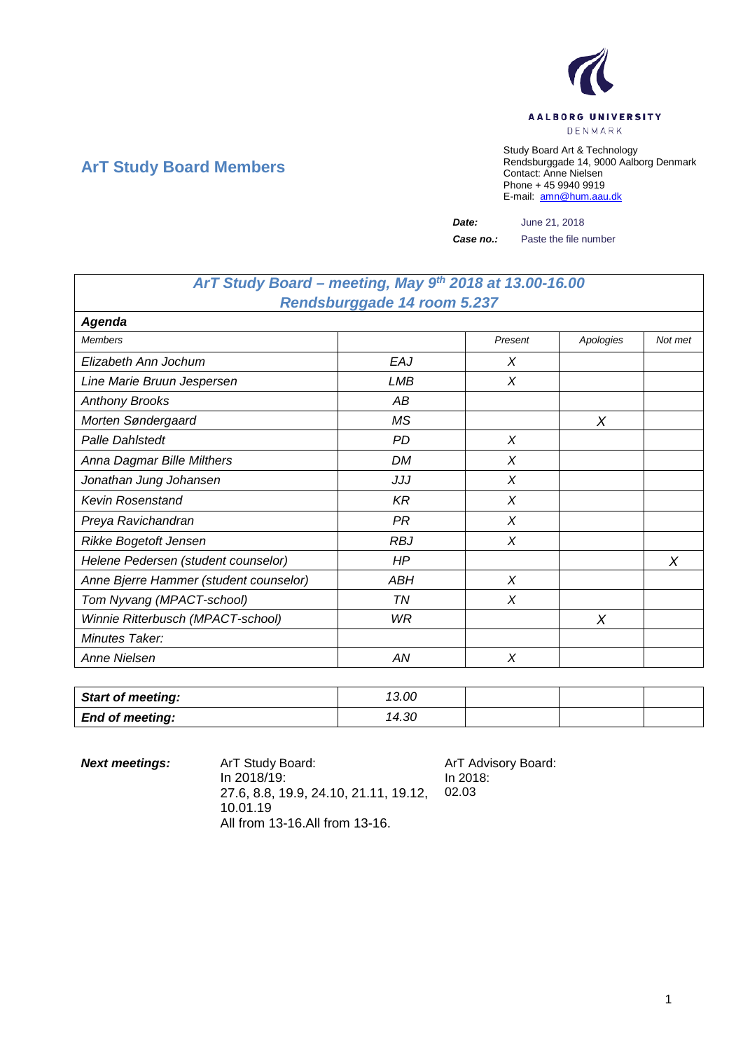AALBORG UNIVERSITY
DENMARK

## ArT Study Board Members

Study Board Art & Technology
Rendsburggade 14, 9000 Aalborg Denmark
Contact: Anne Nielsen
Phone + 45 9940 9919
E-mail: amn@hum.aau.dk

***Date:*** June 21, 2018

***Case no.:*** Paste the file number

| *ArT Study Board – meeting, May 9th 2018 at 13.00-16.00 Rendsburggade 14 room 5.237* | | | | |
|---|---|---|---|---|
| ***Agenda*** | | | | |
| *Members* | | *Present* | *Apologies* | *Not met* |
| *Elizabeth Ann Jochum* | *EAJ* | *X* | | |
| *Line Marie Bruun Jespersen* | *LMB* | *X* | | |
| *Anthony Brooks* | *AB* | | | |
| *Morten Søndergaard* | *MS* | | *X* | |
| *Palle Dahlstedt* | *PD* | *X* | | |
| *Anna Dagmar Bille Milthers* | *DM* | *X* | | |
| *Jonathan Jung Johansen* | *JJJ* | *X* | | |
| *Kevin Rosenstand* | *KR* | *X* | | |
| *Preya Ravichandran* | *PR* | *X* | | |
| *Rikke Bogetoft Jensen* | *RBJ* | *X* | | |
| *Helene Pedersen (student counselor)* | *HP* | | | *X* |
| *Anne Bjerre Hammer (student counselor)* | *ABH* | *X* | | |
| *Tom Nyvang (MPACT-school)* | *TN* | *X* | | |
| *Winnie Ritterbusch (MPACT-school)* | *WR* | | *X* | |
| *Minutes Taker:* | | | | |
| *Anne Nielsen* | *AN* | *X* | | |

| ***Start of meeting:*** | *13.00* | | | |
|---|---|---|---|---|
| ***End of meeting:*** | *14.30* | | | |

***Next meetings:***

ArT Study Board:
In 2018/19:
27.6, 8.8, 19.9, 24.10, 21.11, 19.12, 10.01.19
All from 13-16.All from 13-16.

ArT Advisory Board:
In 2018:
02.03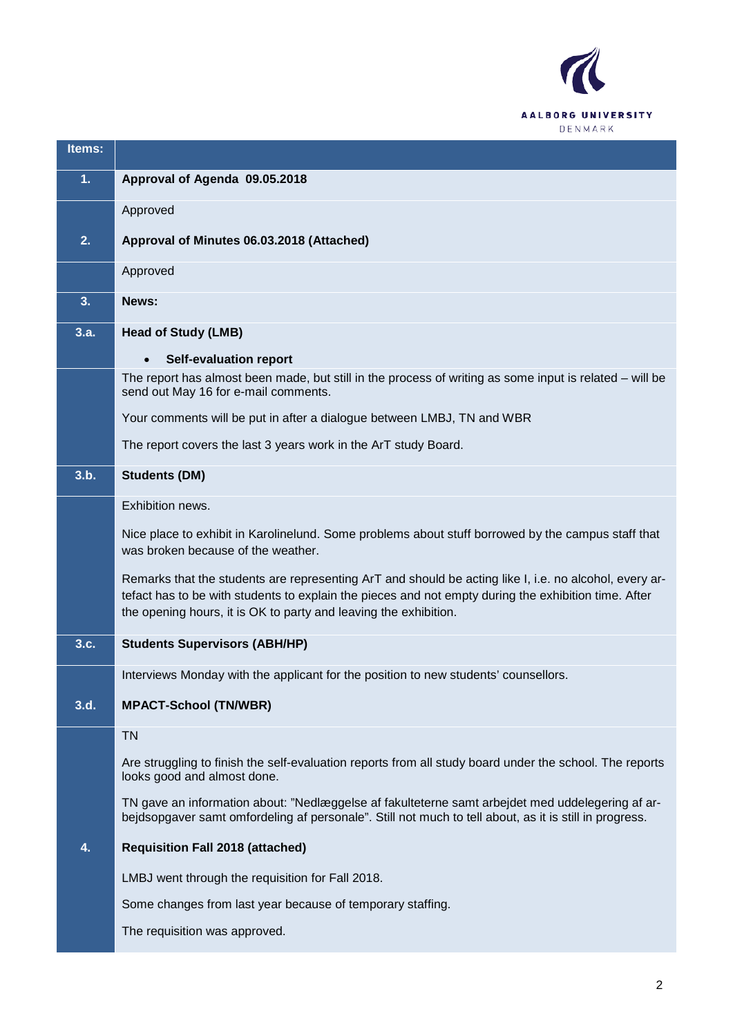| Items: | |
|---|---|
| **1.** | **Approval of Agenda 09.05.2018** |
| | Approved |
| **2.** | **Approval of Minutes 06.03.2018 (Attached)** |
| | Approved |
| **3.** | **News:** |
| **3.a.** | **Head of Study (LMB)**<br><br>• **Self-evaluation report** |
| | The report has almost been made, but still in the process of writing as some input is related – will be send out May 16 for e-mail comments.<br><br>Your comments will be put in after a dialogue between LMBJ, TN and WBR<br><br>The report covers the last 3 years work in the ArT study Board. |
| **3.b.** | **Students (DM)** |
| | Exhibition news.<br><br>Nice place to exhibit in Karolinelund. Some problems about stuff borrowed by the campus staff that was broken because of the weather.<br><br>Remarks that the students are representing ArT and should be acting like I, i.e. no alcohol, every artefact has to be with students to explain the pieces and not empty during the exhibition time. After the opening hours, it is OK to party and leaving the exhibition. |
| **3.c.** | **Students Supervisors (ABH/HP)** |
| | Interviews Monday with the applicant for the position to new students' counsellors. |
| **3.d.** | **MPACT-School (TN/WBR)** |
| | TN<br><br>Are struggling to finish the self-evaluation reports from all study board under the school. The reports looks good and almost done.<br><br>TN gave an information about: "Nedlæggelse af fakulteterne samt arbejdet med uddelegering af arbejdsopgaver samt omfordeling af personale". Still not much to tell about, as it is still in progress. |
| **4.** | **Requisition Fall 2018 (attached)**<br><br>LMBJ went through the requisition for Fall 2018.<br><br>Some changes from last year because of temporary staffing.<br><br>The requisition was approved. |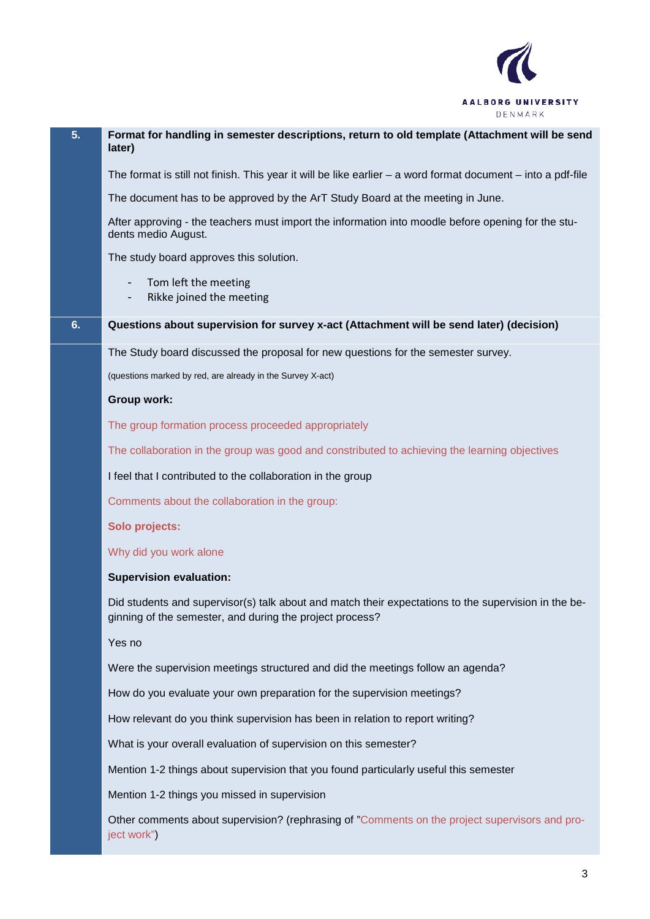| | |
|---|---|
| **5.** | **Format for handling in semester descriptions, return to old template (Attachment will be send later)** |
| | The format is still not finish. This year it will be like earlier – a word format document – into a pdf-file |
| | The document has to be approved by the ArT Study Board at the meeting in June. |
| | After approving - the teachers must import the information into moodle before opening for the students medio August. |
| | The study board approves this solution. |
| | - Tom left the meeting<br>- Rikke joined the meeting |
| **6.** | **Questions about supervision for survey x-act (Attachment will be send later) (decision)** |
| | The Study board discussed the proposal for new questions for the semester survey. |
| | (questions marked by red, are already in the Survey X-act) |
| | **Group work:** |
| | The group formation process proceeded appropriately |
| | The collaboration in the group was good and constributed to achieving the learning objectives |
| | I feel that I contributed to the collaboration in the group |
| | Comments about the collaboration in the group: |
| | **Solo projects:** |
| | Why did you work alone |
| | **Supervision evaluation:** |
| | Did students and supervisor(s) talk about and match their expectations to the supervision in the beginning of the semester, and during the project process? |
| | Yes no |
| | Were the supervision meetings structured and did the meetings follow an agenda? |
| | How do you evaluate your own preparation for the supervision meetings? |
| | How relevant do you think supervision has been in relation to report writing? |
| | What is your overall evaluation of supervision on this semester? |
| | Mention 1-2 things about supervision that you found particularly useful this semester |
| | Mention 1-2 things you missed in supervision |
| | Other comments about supervision? (rephrasing of "Comments on the project supervisors and project work") |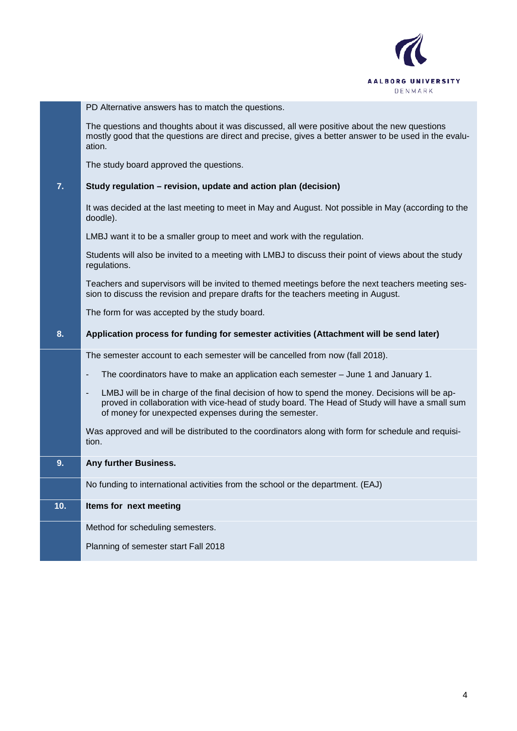PD Alternative answers has to match the questions.

The questions and thoughts about it was discussed, all were positive about the new questions mostly good that the questions are direct and precise, gives a better answer to be used in the evaluation.

The study board approved the questions.

**7. Study regulation – revision, update and action plan (decision)**

It was decided at the last meeting to meet in May and August. Not possible in May (according to the doodle).

LMBJ want it to be a smaller group to meet and work with the regulation.

Students will also be invited to a meeting with LMBJ to discuss their point of views about the study regulations.

Teachers and supervisors will be invited to themed meetings before the next teachers meeting session to discuss the revision and prepare drafts for the teachers meeting in August.

The form for was accepted by the study board.

**8. Application process for funding for semester activities (Attachment will be send later)**

The semester account to each semester will be cancelled from now (fall 2018).

- The coordinators have to make an application each semester – June 1 and January 1.
- LMBJ will be in charge of the final decision of how to spend the money. Decisions will be approved in collaboration with vice-head of study board. The Head of Study will have a small sum of money for unexpected expenses during the semester.

Was approved and will be distributed to the coordinators along with form for schedule and requisition.

**9. Any further Business.**

No funding to international activities from the school or the department. (EAJ)

**10. Items for next meeting**

Method for scheduling semesters.

Planning of semester start Fall 2018